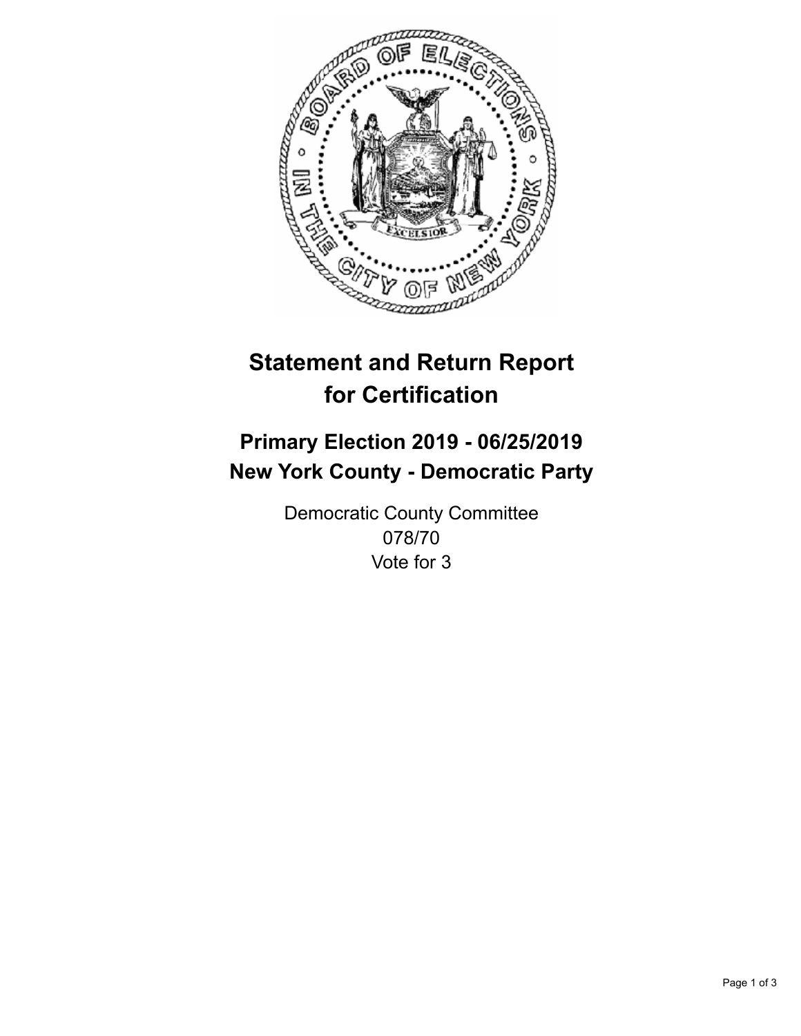# Statement and Return Report for Certification

## Primary Election 2019 - 06/25/2019
## New York County - Democratic Party

Democratic County Committee
078/70
Vote for 3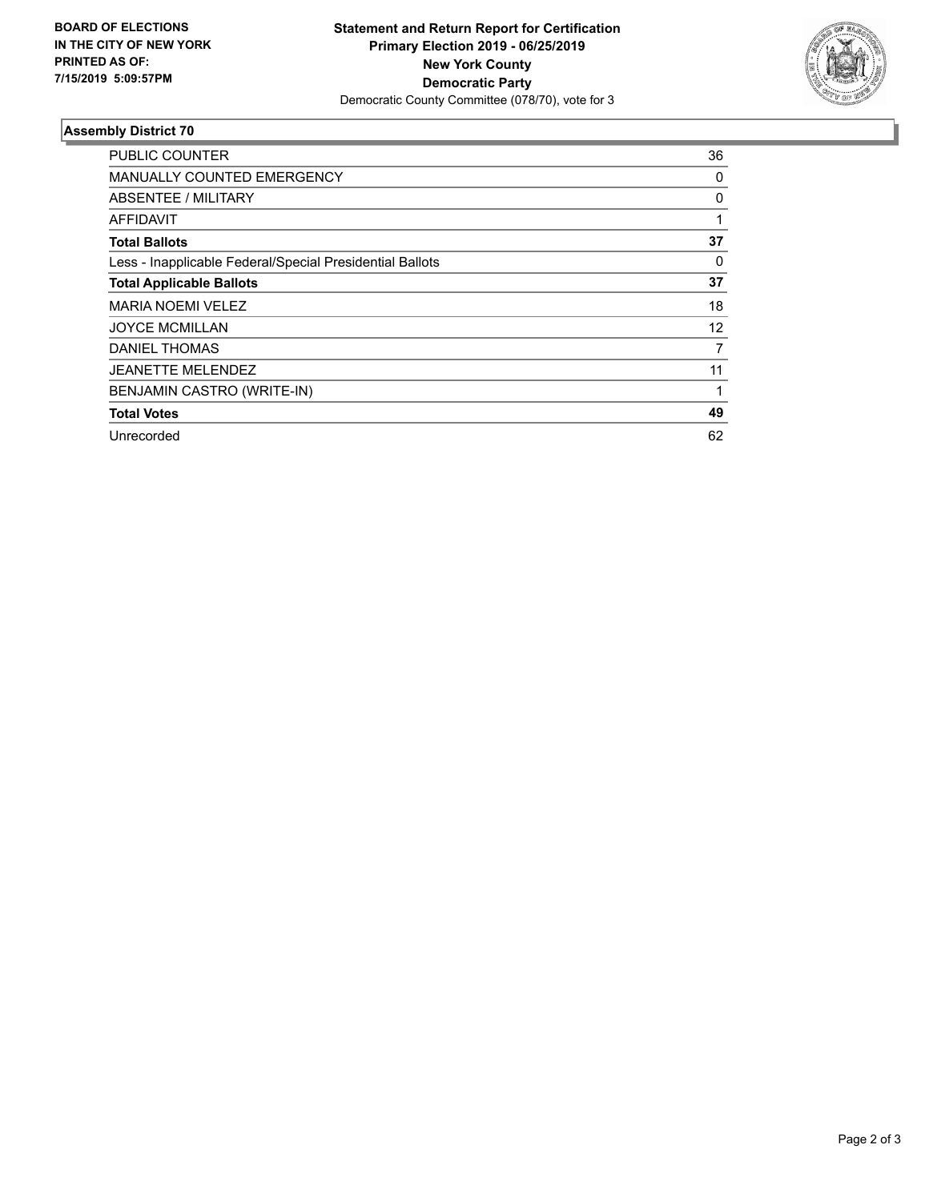**BOARD OF ELECTIONS IN THE CITY OF NEW YORK PRINTED AS OF: 7/15/2019 5:09:57PM**

**Statement and Return Report for Certification**
**Primary Election 2019 - 06/25/2019**
**New York County**
**Democratic Party**
Democratic County Committee (078/70), vote for 3

### Assembly District 70

| | |
|---|---|
| PUBLIC COUNTER | 36 |
| MANUALLY COUNTED EMERGENCY | 0 |
| ABSENTEE / MILITARY | 0 |
| AFFIDAVIT | 1 |
| **Total Ballots** | **37** |
| Less - Inapplicable Federal/Special Presidential Ballots | 0 |
| **Total Applicable Ballots** | **37** |
| MARIA NOEMI VELEZ | 18 |
| JOYCE MCMILLAN | 12 |
| DANIEL THOMAS | 7 |
| JEANETTE MELENDEZ | 11 |
| BENJAMIN CASTRO (WRITE-IN) | 1 |
| **Total Votes** | **49** |
| Unrecorded | 62 |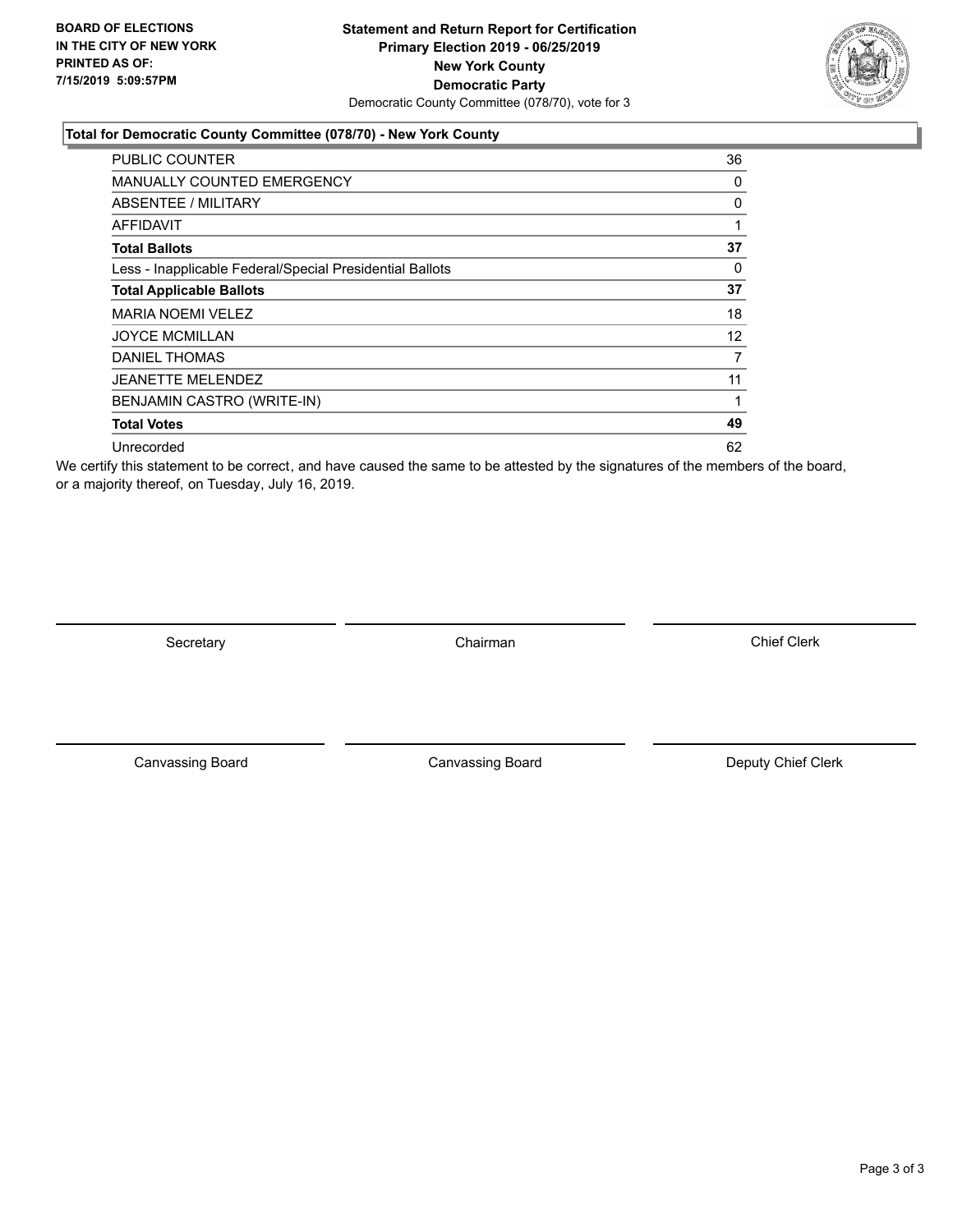**BOARD OF ELECTIONS IN THE CITY OF NEW YORK PRINTED AS OF: 7/15/2019 5:09:57PM**

**Statement and Return Report for Certification**
**Primary Election 2019 - 06/25/2019**
**New York County**
**Democratic Party**
Democratic County Committee (078/70), vote for 3

### Total for Democratic County Committee (078/70) - New York County

| | |
|---|---|
| PUBLIC COUNTER | 36 |
| MANUALLY COUNTED EMERGENCY | 0 |
| ABSENTEE / MILITARY | 0 |
| AFFIDAVIT | 1 |
| **Total Ballots** | **37** |
| Less - Inapplicable Federal/Special Presidential Ballots | 0 |
| **Total Applicable Ballots** | **37** |
| MARIA NOEMI VELEZ | 18 |
| JOYCE MCMILLAN | 12 |
| DANIEL THOMAS | 7 |
| JEANETTE MELENDEZ | 11 |
| BENJAMIN CASTRO (WRITE-IN) | 1 |
| **Total Votes** | **49** |
| Unrecorded | 62 |

We certify this statement to be correct, and have caused the same to be attested by the signatures of the members of the board, or a majority thereof, on Tuesday, July 16, 2019.

Secretary

Chairman

Chief Clerk

Canvassing Board

Canvassing Board

Deputy Chief Clerk